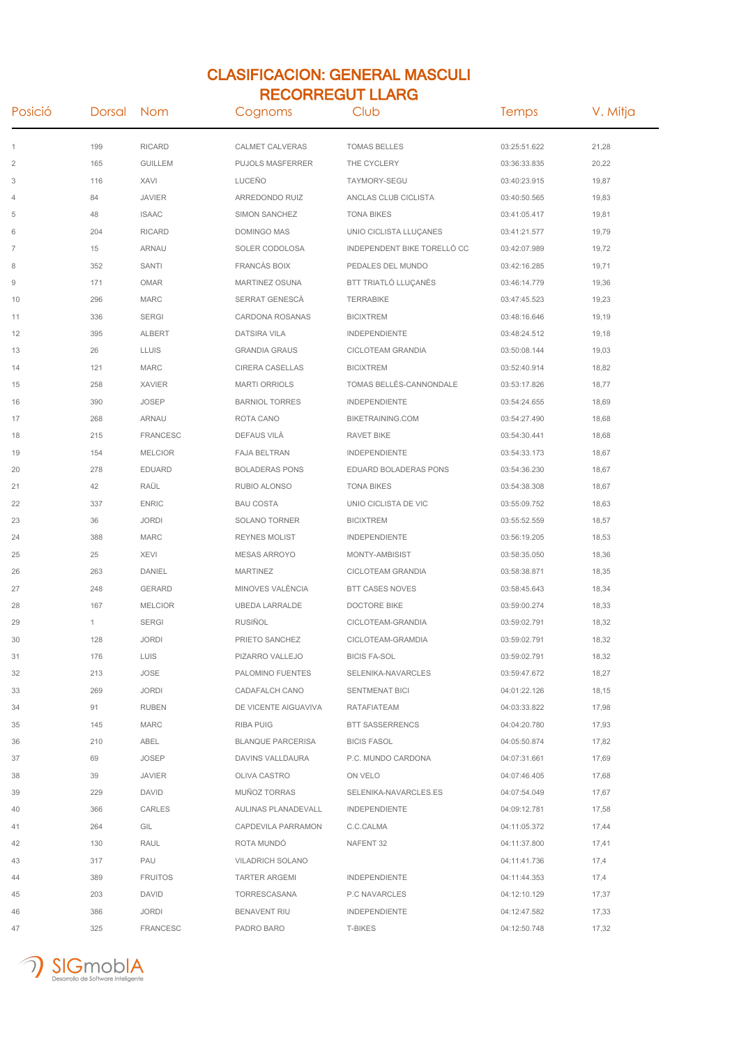# CLASIFICACION: GENERAL MASCULI
## RECORREGUT LLARG

| Posició | Dorsal | Nom | Cognoms | Club | Temps | V. Mitja |
|---|---|---|---|---|---|---|
| 1 | 199 | RICARD | CALMET CALVERAS | TOMAS BELLES | 03:25:51.622 | 21,28 |
| 2 | 165 | GUILLEM | PUJOLS MASFERRER | THE CYCLERY | 03:36:33.835 | 20,22 |
| 3 | 116 | XAVI | LUCEÑO | TAYMORY-SEGU | 03:40:23.915 | 19,87 |
| 4 | 84 | JAVIER | ARREDONDO RUIZ | ANCLAS CLUB CICLISTA | 03:40:50.565 | 19,83 |
| 5 | 48 | ISAAC | SIMON SANCHEZ | TONA BIKES | 03:41:05.417 | 19,81 |
| 6 | 204 | RICARD | DOMINGO MAS | UNIO CICLISTA LLUÇANES | 03:41:21.577 | 19,79 |
| 7 | 15 | ARNAU | SOLER CODOLOSA | INDEPENDENT BIKE TORELLÓ CC | 03:42:07.989 | 19,72 |
| 8 | 352 | SANTI | FRANCÀS BOIX | PEDALES DEL MUNDO | 03:42:16.285 | 19,71 |
| 9 | 171 | OMAR | MARTINEZ OSUNA | BTT TRIATLÓ LLUÇANÈS | 03:46:14.779 | 19,36 |
| 10 | 296 | MARC | SERRAT GENESCÀ | TERRABIKE | 03:47:45.523 | 19,23 |
| 11 | 336 | SERGI | CARDONA ROSANAS | BICIXTREM | 03:48:16.646 | 19,19 |
| 12 | 395 | ALBERT | DATSIRA VILA | INDEPENDIENTE | 03:48:24.512 | 19,18 |
| 13 | 26 | LLUIS | GRANDIA GRAUS | CICLOTEAM GRANDIA | 03:50:08.144 | 19,03 |
| 14 | 121 | MARC | CIRERA CASELLAS | BICIXTREM | 03:52:40.914 | 18,82 |
| 15 | 258 | XAVIER | MARTI ORRIOLS | TOMAS BELLÉS-CANNONDALE | 03:53:17.826 | 18,77 |
| 16 | 390 | JOSEP | BARNIOL TORRES | INDEPENDIENTE | 03:54:24.655 | 18,69 |
| 17 | 268 | ARNAU | ROTA CANO | BIKETRAINING.COM | 03:54:27.490 | 18,68 |
| 18 | 215 | FRANCESC | DEFAUS VILÀ | RAVET BIKE | 03:54:30.441 | 18,68 |
| 19 | 154 | MELCIOR | FAJA BELTRAN | INDEPENDIENTE | 03:54:33.173 | 18,67 |
| 20 | 278 | EDUARD | BOLADERAS PONS | EDUARD BOLADERAS PONS | 03:54:36.230 | 18,67 |
| 21 | 42 | RAÜL | RUBIO ALONSO | TONA BIKES | 03:54:38.308 | 18,67 |
| 22 | 337 | ENRIC | BAU COSTA | UNIO CICLISTA DE VIC | 03:55:09.752 | 18,63 |
| 23 | 36 | JORDI | SOLANO TORNER | BICIXTREM | 03:55:52.559 | 18,57 |
| 24 | 388 | MARC | REYNES MOLIST | INDEPENDIENTE | 03:56:19.205 | 18,53 |
| 25 | 25 | XEVI | MESAS ARROYO | MONTY-AMBISIST | 03:58:35.050 | 18,36 |
| 26 | 263 | DANIEL | MARTINEZ | CICLOTEAM GRANDIA | 03:58:38.871 | 18,35 |
| 27 | 248 | GERARD | MINOVES VALÈNCIA | BTT CASES NOVES | 03:58:45.643 | 18,34 |
| 28 | 167 | MELCIOR | UBEDA LARRALDE | DOCTORE BIKE | 03:59:00.274 | 18,33 |
| 29 | 1 | SERGI | RUSIÑOL | CICLOTEAM-GRANDIA | 03:59:02.791 | 18,32 |
| 30 | 128 | JORDI | PRIETO SANCHEZ | CICLOTEAM-GRAMDIA | 03:59:02.791 | 18,32 |
| 31 | 176 | LUIS | PIZARRO VALLEJO | BICIS FA-SOL | 03:59:02.791 | 18,32 |
| 32 | 213 | JOSE | PALOMINO FUENTES | SELENIKA-NAVARCLES | 03:59:47.672 | 18,27 |
| 33 | 269 | JORDI | CADAFALCH CANO | SENTMENAT BICI | 04:01:22.126 | 18,15 |
| 34 | 91 | RUBEN | DE VICENTE AIGUAVIVA | RATAFIATEAM | 04:03:33.822 | 17,98 |
| 35 | 145 | MARC | RIBA PUIG | BTT SASSERRENCS | 04:04:20.780 | 17,93 |
| 36 | 210 | ABEL | BLANQUE PARCERISA | BICIS FASOL | 04:05:50.874 | 17,82 |
| 37 | 69 | JOSEP | DAVINS VALLDAURA | P.C. MUNDO CARDONA | 04:07:31.661 | 17,69 |
| 38 | 39 | JAVIER | OLIVA CASTRO | ON VELO | 04:07:46.405 | 17,68 |
| 39 | 229 | DAVID | MUÑOZ TORRAS | SELENIKA-NAVARCLES.ES | 04:07:54.049 | 17,67 |
| 40 | 366 | CARLES | AULINAS PLANADEVALL | INDEPENDIENTE | 04:09:12.781 | 17,58 |
| 41 | 264 | GIL | CAPDEVILA PARRAMON | C.C.CALMA | 04:11:05.372 | 17,44 |
| 42 | 130 | RAUL | ROTA MUNDÓ | NAFENT 32 | 04:11:37.800 | 17,41 |
| 43 | 317 | PAU | VILADRICH SOLANO | | 04:11:41.736 | 17,4 |
| 44 | 389 | FRUITOS | TARTER ARGEMI | INDEPENDIENTE | 04:11:44.353 | 17,4 |
| 45 | 203 | DAVID | TORRESCASANA | P.C NAVARCLES | 04:12:10.129 | 17,37 |
| 46 | 386 | JORDI | BENAVENT RIU | INDEPENDIENTE | 04:12:47.582 | 17,33 |
| 47 | 325 | FRANCESC | PADRO BARO | T-BIKES | 04:12:50.748 | 17,32 |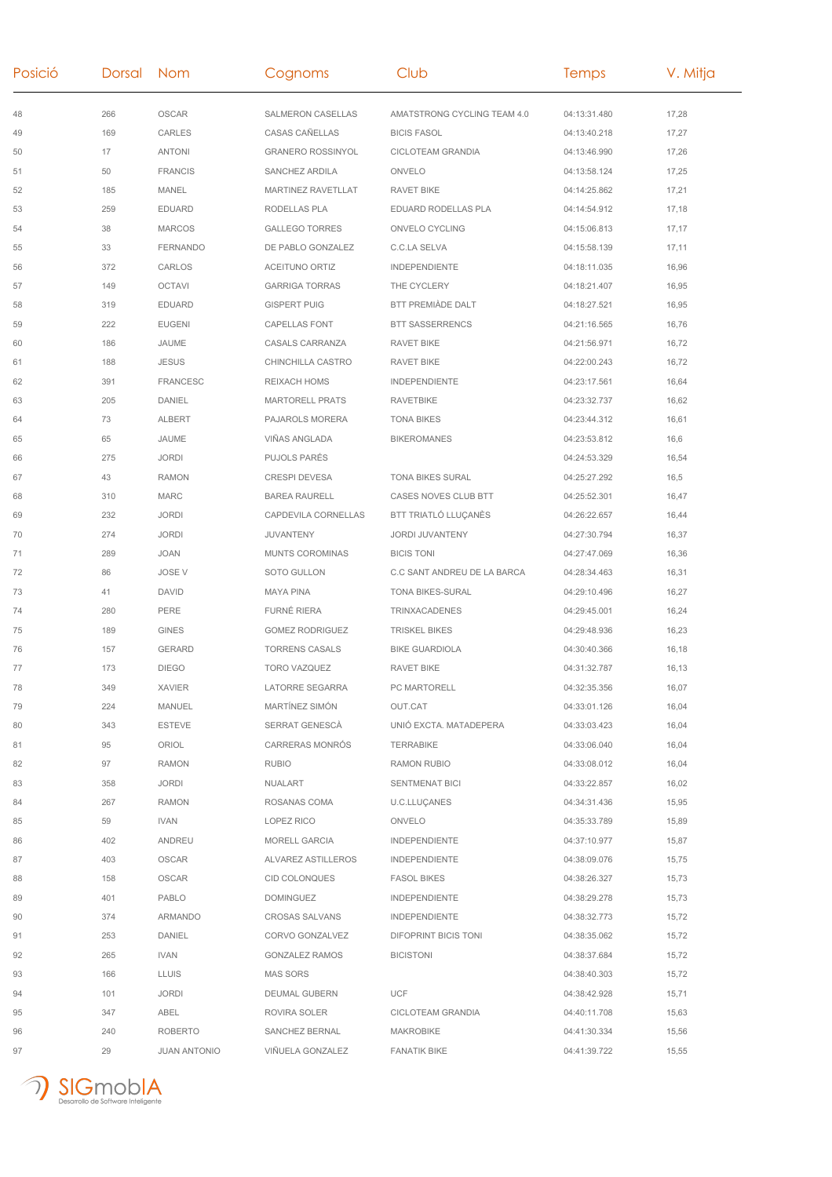| Posició | Dorsal | Nom | Cognoms | Club | Temps | V. Mitja |
|---|---|---|---|---|---|---|
| 48 | 266 | OSCAR | SALMERON CASELLAS | AMATSTRONG CYCLING TEAM 4.0 | 04:13:31.480 | 17,28 |
| 49 | 169 | CARLES | CASAS CAÑELLAS | BICIS FASOL | 04:13:40.218 | 17,27 |
| 50 | 17 | ANTONI | GRANERO ROSSINYOL | CICLOTEAM GRANDIA | 04:13:46.990 | 17,26 |
| 51 | 50 | FRANCIS | SANCHEZ ARDILA | ONVELO | 04:13:58.124 | 17,25 |
| 52 | 185 | MANEL | MARTINEZ RAVETLLAT | RAVET BIKE | 04:14:25.862 | 17,21 |
| 53 | 259 | EDUARD | RODELLAS PLA | EDUARD RODELLAS PLA | 04:14:54.912 | 17,18 |
| 54 | 38 | MARCOS | GALLEGO TORRES | ONVELO CYCLING | 04:15:06.813 | 17,17 |
| 55 | 33 | FERNANDO | DE PABLO GONZALEZ | C.C.LA SELVA | 04:15:58.139 | 17,11 |
| 56 | 372 | CARLOS | ACEITUNO ORTIZ | INDEPENDIENTE | 04:18:11.035 | 16,96 |
| 57 | 149 | OCTAVI | GARRIGA TORRAS | THE CYCLERY | 04:18:21.407 | 16,95 |
| 58 | 319 | EDUARD | GISPERT PUIG | BTT PREMIÀDE DALT | 04:18:27.521 | 16,95 |
| 59 | 222 | EUGENI | CAPELLAS FONT | BTT SASSERRENCS | 04:21:16.565 | 16,76 |
| 60 | 186 | JAUME | CASALS CARRANZA | RAVET BIKE | 04:21:56.971 | 16,72 |
| 61 | 188 | JESUS | CHINCHILLA CASTRO | RAVET BIKE | 04:22:00.243 | 16,72 |
| 62 | 391 | FRANCESC | REIXACH HOMS | INDEPENDIENTE | 04:23:17.561 | 16,64 |
| 63 | 205 | DANIEL | MARTORELL PRATS | RAVETBIKE | 04:23:32.737 | 16,62 |
| 64 | 73 | ALBERT | PAJAROLS MORERA | TONA BIKES | 04:23:44.312 | 16,61 |
| 65 | 65 | JAUME | VIÑAS ANGLADA | BIKEROMANES | 04:23:53.812 | 16,6 |
| 66 | 275 | JORDI | PUJOLS PARÉS | | 04:24:53.329 | 16,54 |
| 67 | 43 | RAMON | CRESPI DEVESA | TONA BIKES SURAL | 04:25:27.292 | 16,5 |
| 68 | 310 | MARC | BAREA RAURELL | CASES NOVES CLUB BTT | 04:25:52.301 | 16,47 |
| 69 | 232 | JORDI | CAPDEVILA CORNELLAS | BTT TRIATLÓ LLUÇANÈS | 04:26:22.657 | 16,44 |
| 70 | 274 | JORDI | JUVANTENY | JORDI JUVANTENY | 04:27:30.794 | 16,37 |
| 71 | 289 | JOAN | MUNTS COROMINAS | BICIS TONI | 04:27:47.069 | 16,36 |
| 72 | 86 | JOSE V | SOTO GULLON | C.C SANT ANDREU DE LA BARCA | 04:28:34.463 | 16,31 |
| 73 | 41 | DAVID | MAYA PINA | TONA BIKES-SURAL | 04:29:10.496 | 16,27 |
| 74 | 280 | PERE | FURNÉ RIERA | TRINXACADENES | 04:29:45.001 | 16,24 |
| 75 | 189 | GINES | GOMEZ RODRIGUEZ | TRISKEL BIKES | 04:29:48.936 | 16,23 |
| 76 | 157 | GERARD | TORRENS CASALS | BIKE GUARDIOLA | 04:30:40.366 | 16,18 |
| 77 | 173 | DIEGO | TORO VAZQUEZ | RAVET BIKE | 04:31:32.787 | 16,13 |
| 78 | 349 | XAVIER | LATORRE SEGARRA | PC MARTORELL | 04:32:35.356 | 16,07 |
| 79 | 224 | MANUEL | MARTÍNEZ SIMÓN | OUT.CAT | 04:33:01.126 | 16,04 |
| 80 | 343 | ESTEVE | SERRAT GENESCÀ | UNIÓ EXCTA. MATADEPERA | 04:33:03.423 | 16,04 |
| 81 | 95 | ORIOL | CARRERAS MONRÓS | TERRABIKE | 04:33:06.040 | 16,04 |
| 82 | 97 | RAMON | RUBIO | RAMON RUBIO | 04:33:08.012 | 16,04 |
| 83 | 358 | JORDI | NUALART | SENTMENAT BICI | 04:33:22.857 | 16,02 |
| 84 | 267 | RAMON | ROSANAS COMA | U.C.LLUÇANES | 04:34:31.436 | 15,95 |
| 85 | 59 | IVAN | LOPEZ RICO | ONVELO | 04:35:33.789 | 15,89 |
| 86 | 402 | ANDREU | MORELL GARCIA | INDEPENDIENTE | 04:37:10.977 | 15,87 |
| 87 | 403 | OSCAR | ALVAREZ ASTILLEROS | INDEPENDIENTE | 04:38:09.076 | 15,75 |
| 88 | 158 | OSCAR | CID COLONQUES | FASOL BIKES | 04:38:26.327 | 15,73 |
| 89 | 401 | PABLO | DOMINGUEZ | INDEPENDIENTE | 04:38:29.278 | 15,73 |
| 90 | 374 | ARMANDO | CROSAS SALVANS | INDEPENDIENTE | 04:38:32.773 | 15,72 |
| 91 | 253 | DANIEL | CORVO GONZALVEZ | DIFOPRINT BICIS TONI | 04:38:35.062 | 15,72 |
| 92 | 265 | IVAN | GONZALEZ RAMOS | BICISTONI | 04:38:37.684 | 15,72 |
| 93 | 166 | LLUIS | MAS SORS | | 04:38:40.303 | 15,72 |
| 94 | 101 | JORDI | DEUMAL GUBERN | UCF | 04:38:42.928 | 15,71 |
| 95 | 347 | ABEL | ROVIRA SOLER | CICLOTEAM GRANDIA | 04:40:11.708 | 15,63 |
| 96 | 240 | ROBERTO | SANCHEZ BERNAL | MAKROBIKE | 04:41:30.334 | 15,56 |
| 97 | 29 | JUAN ANTONIO | VIÑUELA GONZALEZ | FANATIK BIKE | 04:41:39.722 | 15,55 |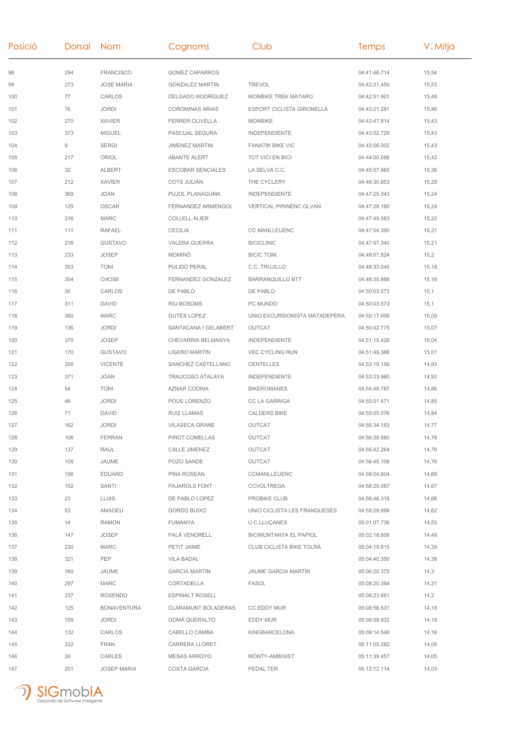| Posició | Dorsal | Nom | Cognoms | Club | Temps | V. Mitja |
|---|---|---|---|---|---|---|
| 98 | 294 | FRANCISCO | GOMEZ CAPARROS | | 04:41:46.714 | 15,54 |
| 99 | 273 | JOSE MARIA | GONZALEZ MARTIN | TREVOL | 04:42:01.450 | 15,53 |
| 100 | 77 | CARLOS | DELGADO RODRÍGUEZ | MONBIKE TREK MATARO | 04:42:51.901 | 15,48 |
| 101 | 76 | JORDI | COROMINAS ARIAS | ESPORT CICLISTA GIRONELLA | 04:43:21.281 | 15,46 |
| 102 | 270 | XAVIER | FERRER OLIVELLA | MONBIKE | 04:43:47.814 | 15,43 |
| 103 | 373 | MIGUEL | PASCUAL SEGURA | INDEPENDIENTE | 04:43:52.729 | 15,43 |
| 104 | 9 | SERGI | JIMENEZ MARTIN | FANATIK BIKE VIC | 04:43:56.002 | 15,43 |
| 105 | 217 | ORIOL | ABANTE ALERT | TOT VICI EN BICI | 04:44:00.698 | 15,42 |
| 106 | 32 | ALBERT | ESCOBAR SENCIALES | LA SELVA C.C. | 04:45:07.860 | 15,36 |
| 107 | 212 | XAVIER | COTS JULIÁN | THE CYCLERY | 04:46:30.853 | 15,29 |
| 108 | 369 | JOAN | PUJOL PLANAGUMA | INDEPENDIENTE | 04:47:25.343 | 15,24 |
| 109 | 129 | OSCAR | FERNANDEZ ARMENGOL | VERTICAL PIRINENC OLVAN | 04:47:28.180 | 15,24 |
| 110 | 316 | MARC | COLLELL ALIER | | 04:47:49.583 | 15,22 |
| 111 | 111 | RAFAEL | CECILIA | CC MANLLEUENC | 04:47:54.390 | 15,21 |
| 112 | 216 | GUSTAVO | VALERA GUERRA | BICICLINIC | 04:47:57.340 | 15,21 |
| 113 | 233 | JOSEP | MOMINÓ | BICIC TONI | 04:48:07.824 | 15,2 |
| 114 | 353 | TONI | PULIDO PERAL | C.C. TRUJILLO | 04:48:33.045 | 15,18 |
| 115 | 354 | CHOSE | FERNANDEZ GONZALEZ | BARRANQUILLO BTT | 04:48:35.888 | 15,18 |
| 116 | 30 | CARLOS | DE PABLO | DE PABLO | 04:50:03.573 | 15,1 |
| 117 | 311 | DAVID | RIU BOSOMS | PC MUNDO | 04:50:03.573 | 15,1 |
| 118 | 360 | MARC | GUTÉS LOPEZ | UNIO EXCURSIONISTA MATADEPERA | 04:50:17.006 | 15,09 |
| 119 | 136 | JORDI | SANTACANA I GELABERT | OUTCAT | 04:50:42.775 | 15,07 |
| 120 | 370 | JOSEP | CHEVARRIA BELMANYA | INDEPENDIENTE | 04:51:15.426 | 15,04 |
| 121 | 170 | GUSTAVO | LIGERO MARTÍN | VEC CYCLING RUN | 04:51:49.388 | 15,01 |
| 122 | 356 | VICENTE | SANCHEZ CASTELLANO | CENTELLES | 04:53:19.156 | 14,93 |
| 123 | 371 | JOAN | TRAUCOSO ATALAYA | INDEPENDIENTE | 04:53:23.960 | 14,93 |
| 124 | 54 | TONI | AZNAR CODINA | BIKEROMANES | 04:54:49.787 | 14,86 |
| 125 | 46 | JORDI | POUS LORENZO | CC LA GARRIGA | 04:55:01.471 | 14,85 |
| 126 | 71 | DAVID | RUIZ LLAMAS | CALDERS BIKE | 04:55:05.076 | 14,84 |
| 127 | 162 | JORDI | VILASECA GRANE | OUTCAT | 04:56:34.183 | 14,77 |
| 128 | 106 | FERRAN | PIÑOT COMELLAS | OUTCAT | 04:56:38.880 | 14,76 |
| 129 | 137 | RAUL | CALLE JIMENEZ | OUTCAT | 04:56:42.264 | 14,76 |
| 130 | 109 | JAUME | POZO SANDE | OUTCAT | 04:56:45.108 | 14,76 |
| 131 | 156 | EDUARD | PINA ROSEAN | CCMANLLEUENC | 04:58:04.604 | 14,69 |
| 132 | 152 | SANTI | PAJAROLS FONT | CCVOLTREGA | 04:58:29.067 | 14,67 |
| 133 | 23 | LLUIS | DE PABLO LOPEZ | PROBIKE CLUB | 04:58:46.316 | 14,66 |
| 134 | 53 | AMADEU | GORDO BUIXO | UNIO CICLISTA LES FRANQUESES | 04:59:29.999 | 14,62 |
| 135 | 14 | RAMON | FUMANYA | U.C LLUÇANES | 05:01:07.736 | 14,55 |
| 136 | 147 | JOSEP | PALÁ VENDRELL | BICIMUNTANYA EL PAPIOL | 05:02:18.606 | 14,49 |
| 137 | 230 | MARC | PETIT JAIME | CLUB CICLISTA BIKE TOLRÀ | 05:04:19.815 | 14,39 |
| 138 | 321 | PEP | VILA BADAL | | 05:04:40.350 | 14,38 |
| 139 | 160 | JAUME | GARCIA MARTÍN | JAUME GARCIA MARTÍN | 05:06:20.375 | 14,3 |
| 140 | 297 | MARC | CORTADELLA | FASOL | 05:08:20.384 | 14,21 |
| 141 | 237 | ROSENDO | ESPINALT ROSELL | | 05:08:23.661 | 14,2 |
| 142 | 125 | BONAVENTURA | CLARAMUNT BOLADERAS | CC EDDY MUR | 05:08:56.531 | 14,18 |
| 143 | 159 | JORDI | GOMÀ QUERALTÓ | EDDY MUR | 05:08:58.932 | 14,18 |
| 144 | 132 | CARLOS | CABELLO CAMBA | KINGBARCELONA | 05:09:14.548 | 14,16 |
| 145 | 332 | FRAN | CARRERA LLORET | | 05:11:05.282 | 14,08 |
| 146 | 24 | CARLES | MESAS ARROYO | MONTY-AMBISIST | 05:11:39.457 | 14,05 |
| 147 | 201 | JOSEP MARIA | COSTA GARCIA | PEDAL TER | 05:12:12.114 | 14,03 |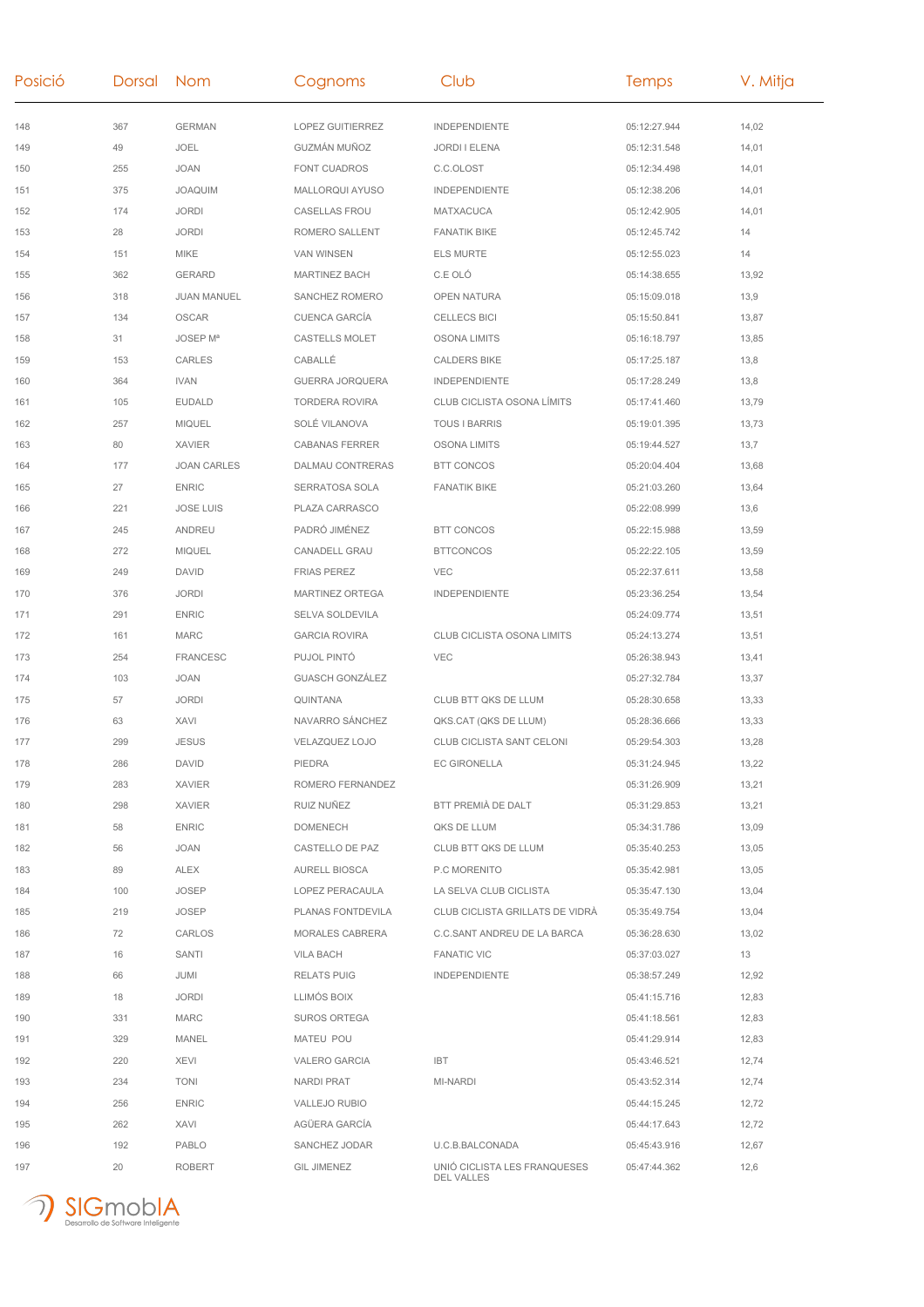| Posició | Dorsal | Nom | Cognoms | Club | Temps | V. Mitja |
|---|---|---|---|---|---|---|
| 148 | 367 | GERMAN | LOPEZ GUITIERREZ | INDEPENDIENTE | 05:12:27.944 | 14,02 |
| 149 | 49 | JOEL | GUZMÁN MUÑOZ | JORDI I ELENA | 05:12:31.548 | 14,01 |
| 150 | 255 | JOAN | FONT CUADROS | C.C.OLOST | 05:12:34.498 | 14,01 |
| 151 | 375 | JOAQUIM | MALLORQUI AYUSO | INDEPENDIENTE | 05:12:38.206 | 14,01 |
| 152 | 174 | JORDI | CASELLAS FROU | MATXACUCA | 05:12:42.905 | 14,01 |
| 153 | 28 | JORDI | ROMERO SALLENT | FANATIK BIKE | 05:12:45.742 | 14 |
| 154 | 151 | MIKE | VAN WINSEN | ELS MURTE | 05:12:55.023 | 14 |
| 155 | 362 | GERARD | MARTINEZ BACH | C.E OLÓ | 05:14:38.655 | 13,92 |
| 156 | 318 | JUAN MANUEL | SANCHEZ ROMERO | OPEN NATURA | 05:15:09.018 | 13,9 |
| 157 | 134 | OSCAR | CUENCA GARCÍA | CELLECS BICI | 05:15:50.841 | 13,87 |
| 158 | 31 | JOSEP Mª | CASTELLS MOLET | OSONA LIMITS | 05:16:18.797 | 13,85 |
| 159 | 153 | CARLES | CABALLÉ | CALDERS BIKE | 05:17:25.187 | 13,8 |
| 160 | 364 | IVAN | GUERRA JORQUERA | INDEPENDIENTE | 05:17:28.249 | 13,8 |
| 161 | 105 | EUDALD | TORDERA ROVIRA | CLUB CICLISTA OSONA LÍMITS | 05:17:41.460 | 13,79 |
| 162 | 257 | MIQUEL | SOLÉ VILANOVA | TOUS I BARRIS | 05:19:01.395 | 13,73 |
| 163 | 80 | XAVIER | CABANAS FERRER | OSONA LIMITS | 05:19:44.527 | 13,7 |
| 164 | 177 | JOAN CARLES | DALMAU CONTRERAS | BTT CONCOS | 05:20:04.404 | 13,68 |
| 165 | 27 | ENRIC | SERRATOSA SOLA | FANATIK BIKE | 05:21:03.260 | 13,64 |
| 166 | 221 | JOSE LUIS | PLAZA CARRASCO | | 05:22:08.999 | 13,6 |
| 167 | 245 | ANDREU | PADRÓ JIMÉNEZ | BTT CONCOS | 05:22:15.988 | 13,59 |
| 168 | 272 | MIQUEL | CANADELL GRAU | BTTCONCOS | 05:22:22.105 | 13,59 |
| 169 | 249 | DAVID | FRIAS PEREZ | VEC | 05:22:37.611 | 13,58 |
| 170 | 376 | JORDI | MARTINEZ ORTEGA | INDEPENDIENTE | 05:23:36.254 | 13,54 |
| 171 | 291 | ENRIC | SELVA SOLDEVILA | | 05:24:09.774 | 13,51 |
| 172 | 161 | MARC | GARCIA ROVIRA | CLUB CICLISTA OSONA LIMITS | 05:24:13.274 | 13,51 |
| 173 | 254 | FRANCESC | PUJOL PINTÓ | VEC | 05:26:38.943 | 13,41 |
| 174 | 103 | JOAN | GUASCH GONZÁLEZ | | 05:27:32.784 | 13,37 |
| 175 | 57 | JORDI | QUINTANA | CLUB BTT QKS DE LLUM | 05:28:30.658 | 13,33 |
| 176 | 63 | XAVI | NAVARRO SÁNCHEZ | QKS.CAT (QKS DE LLUM) | 05:28:36.666 | 13,33 |
| 177 | 299 | JESUS | VELAZQUEZ LOJO | CLUB CICLISTA SANT CELONI | 05:29:54.303 | 13,28 |
| 178 | 286 | DAVID | PIEDRA | EC GIRONELLA | 05:31:24.945 | 13,22 |
| 179 | 283 | XAVIER | ROMERO FERNANDEZ | | 05:31:26.909 | 13,21 |
| 180 | 298 | XAVIER | RUIZ NUÑEZ | BTT PREMIÁ DE DALT | 05:31:29.853 | 13,21 |
| 181 | 58 | ENRIC | DOMENECH | QKS DE LLUM | 05:34:31.786 | 13,09 |
| 182 | 56 | JOAN | CASTELLO DE PAZ | CLUB BTT QKS DE LLUM | 05:35:40.253 | 13,05 |
| 183 | 89 | ALEX | AURELL BIOSCA | P.C MORENITO | 05:35:42.981 | 13,05 |
| 184 | 100 | JOSEP | LOPEZ PERACAULA | LA SELVA CLUB CICLISTA | 05:35:47.130 | 13,04 |
| 185 | 219 | JOSEP | PLANAS FONTDEVILA | CLUB CICLISTA GRILLATS DE VIDRÀ | 05:35:49.754 | 13,04 |
| 186 | 72 | CARLOS | MORALES CABRERA | C.C.SANT ANDREU DE LA BARCA | 05:36:28.630 | 13,02 |
| 187 | 16 | SANTI | VILA BACH | FANATIC VIC | 05:37:03.027 | 13 |
| 188 | 66 | JUMI | RELATS PUIG | INDEPENDIENTE | 05:38:57.249 | 12,92 |
| 189 | 18 | JORDI | LLIMÓS BOIX | | 05:41:15.716 | 12,83 |
| 190 | 331 | MARC | SUROS ORTEGA | | 05:41:18.561 | 12,83 |
| 191 | 329 | MANEL | MATEU POU | | 05:41:29.914 | 12,83 |
| 192 | 220 | XEVI | VALERO GARCIA | IBT | 05:43:46.521 | 12,74 |
| 193 | 234 | TONI | NARDI PRAT | MI-NARDI | 05:43:52.314 | 12,74 |
| 194 | 256 | ENRIC | VALLEJO RUBIO | | 05:44:15.245 | 12,72 |
| 195 | 262 | XAVI | AGÜERA GARCÍA | | 05:44:17.643 | 12,72 |
| 196 | 192 | PABLO | SANCHEZ JODAR | U.C.B.BALCONADA | 05:45:43.916 | 12,67 |
| 197 | 20 | ROBERT | GIL JIMENEZ | UNIÓ CICLISTA LES FRANQUESES DEL VALLES | 05:47:44.362 | 12,6 |

SIGmobIA
Desarrollo de Software Inteligente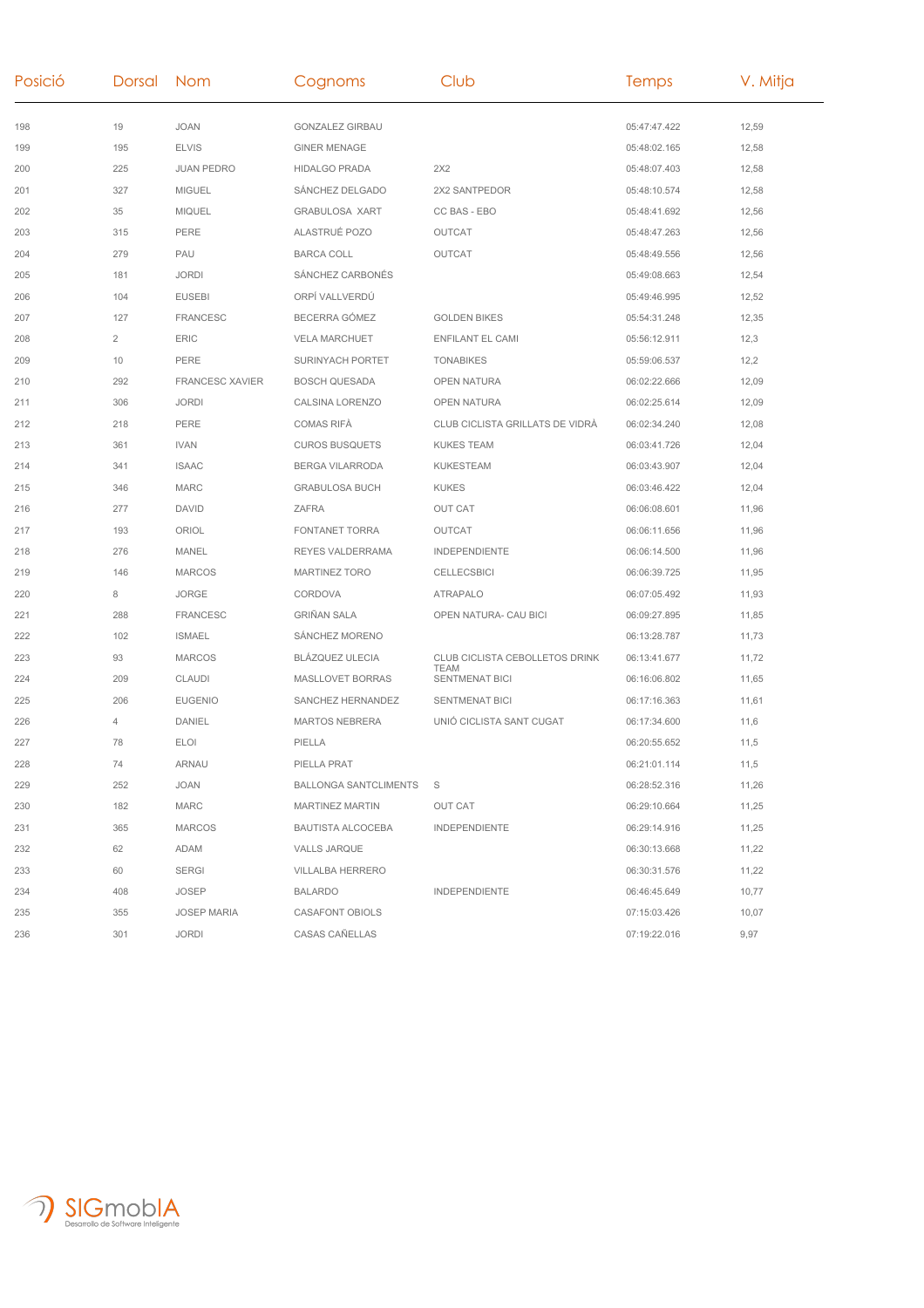| Posició | Dorsal | Nom | Cognoms | Club | Temps | V. Mitja |
|---|---|---|---|---|---|---|
| 198 | 19 | JOAN | GONZALEZ GIRBAU | | 05:47:47.422 | 12,59 |
| 199 | 195 | ELVIS | GINER MENAGE | | 05:48:02.165 | 12,58 |
| 200 | 225 | JUAN PEDRO | HIDALGO PRADA | 2X2 | 05:48:07.403 | 12,58 |
| 201 | 327 | MIGUEL | SÁNCHEZ DELGADO | 2X2 SANTPEDOR | 05:48:10.574 | 12,58 |
| 202 | 35 | MIQUEL | GRABULOSA XART | CC BAS - EBO | 05:48:41.692 | 12,56 |
| 203 | 315 | PERE | ALASTRUÉ POZO | OUTCAT | 05:48:47.263 | 12,56 |
| 204 | 279 | PAU | BARCA COLL | OUTCAT | 05:48:49.556 | 12,56 |
| 205 | 181 | JORDI | SÁNCHEZ CARBONÉS | | 05:49:08.663 | 12,54 |
| 206 | 104 | EUSEBI | ORPÍ VALLVERDÚ | | 05:49:46.995 | 12,52 |
| 207 | 127 | FRANCESC | BECERRA GÓMEZ | GOLDEN BIKES | 05:54:31.248 | 12,35 |
| 208 | 2 | ERIC | VELA MARCHUET | ENFILANT EL CAMI | 05:56:12.911 | 12,3 |
| 209 | 10 | PERE | SURINYACH PORTET | TONABIKES | 05:59:06.537 | 12,2 |
| 210 | 292 | FRANCESC XAVIER | BOSCH QUESADA | OPEN NATURA | 06:02:22.666 | 12,09 |
| 211 | 306 | JORDI | CALSINA LORENZO | OPEN NATURA | 06:02:25.614 | 12,09 |
| 212 | 218 | PERE | COMAS RIFÀ | CLUB CICLISTA GRILLATS DE VIDRÀ | 06:02:34.240 | 12,08 |
| 213 | 361 | IVAN | CUROS BUSQUETS | KUKES TEAM | 06:03:41.726 | 12,04 |
| 214 | 341 | ISAAC | BERGA VILARRODA | KUKESTEAM | 06:03:43.907 | 12,04 |
| 215 | 346 | MARC | GRABULOSA BUCH | KUKES | 06:03:46.422 | 12,04 |
| 216 | 277 | DAVID | ZAFRA | OUT CAT | 06:06:08.601 | 11,96 |
| 217 | 193 | ORIOL | FONTANET TORRA | OUTCAT | 06:06:11.656 | 11,96 |
| 218 | 276 | MANEL | REYES VALDERRAMA | INDEPENDIENTE | 06:06:14.500 | 11,96 |
| 219 | 146 | MARCOS | MARTINEZ TORO | CELLECSBICI | 06:06:39.725 | 11,95 |
| 220 | 8 | JORGE | CORDOVA | ATRAPALO | 06:07:05.492 | 11,93 |
| 221 | 288 | FRANCESC | GRIÑAN SALA | OPEN NATURA- CAU BICI | 06:09:27.895 | 11,85 |
| 222 | 102 | ISMAEL | SÁNCHEZ MORENO | | 06:13:28.787 | 11,73 |
| 223 | 93 | MARCOS | BLÁZQUEZ ULECIA | CLUB CICLISTA CEBOLLETOS DRINK TEAM | 06:13:41.677 | 11,72 |
| 224 | 209 | CLAUDI | MASLLOVET BORRAS | SENTMENAT BICI | 06:16:06.802 | 11,65 |
| 225 | 206 | EUGENIO | SANCHEZ HERNANDEZ | SENTMENAT BICI | 06:17:16.363 | 11,61 |
| 226 | 4 | DANIEL | MARTOS NEBRERA | UNIÓ CICLISTA SANT CUGAT | 06:17:34.600 | 11,6 |
| 227 | 78 | ELOI | PIELLA | | 06:20:55.652 | 11,5 |
| 228 | 74 | ARNAU | PIELLA PRAT | | 06:21:01.114 | 11,5 |
| 229 | 252 | JOAN | BALLONGA SANTCLIMENTS | S | 06:28:52.316 | 11,26 |
| 230 | 182 | MARC | MARTINEZ MARTIN | OUT CAT | 06:29:10.664 | 11,25 |
| 231 | 365 | MARCOS | BAUTISTA ALCOCEBA | INDEPENDIENTE | 06:29:14.916 | 11,25 |
| 232 | 62 | ADAM | VALLS JARQUE | | 06:30:13.668 | 11,22 |
| 233 | 60 | SERGI | VILLALBA HERRERO | | 06:30:31.576 | 11,22 |
| 234 | 408 | JOSEP | BALARDO | INDEPENDIENTE | 06:46:45.649 | 10,77 |
| 235 | 355 | JOSEP MARIA | CASAFONT OBIOLS | | 07:15:03.426 | 10,07 |
| 236 | 301 | JORDI | CASAS CAÑELLAS | | 07:19:22.016 | 9,97 |

SIGmobIA
Desarrollo de Software Inteligente